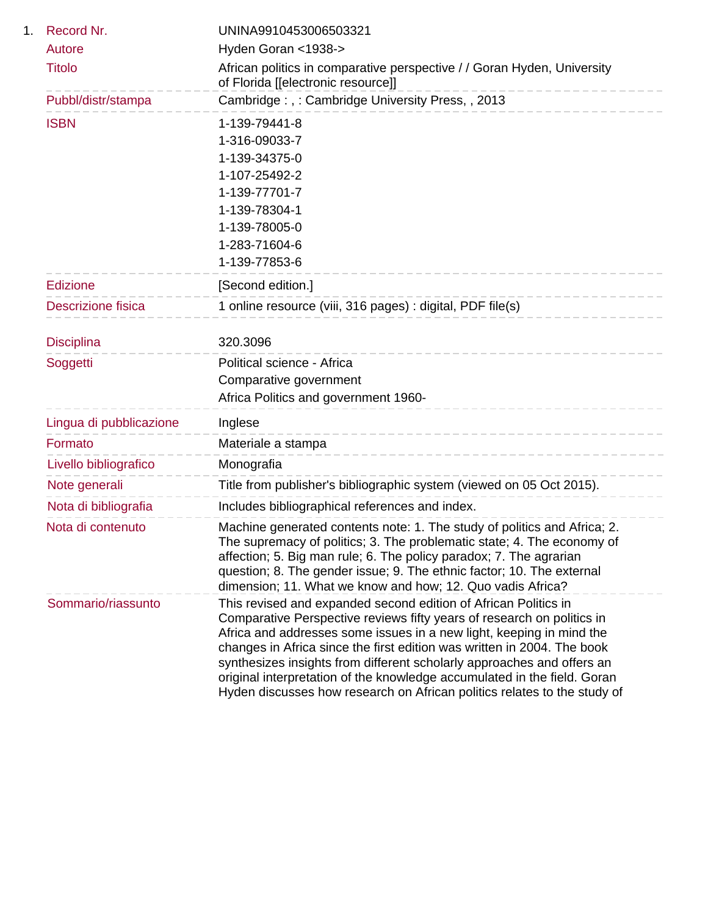1. **Record Nr.** UNINA9910453006503321

**Autore** Hyden Goran <1938->

**Titolo** African politics in comparative perspective / / Goran Hyden, University of Florida [[electronic resource]]

**Pubbl/distr/stampa** Cambridge : , : Cambridge University Press, , 2013

**ISBN**
1-139-79441-8
1-316-09033-7
1-139-34375-0
1-107-25492-2
1-139-77701-7
1-139-78304-1
1-139-78005-0
1-283-71604-6
1-139-77853-6

**Edizione** [Second edition.]

**Descrizione fisica** 1 online resource (viii, 316 pages) : digital, PDF file(s)

**Disciplina** 320.3096

**Soggetti**
Political science - Africa
Comparative government
Africa Politics and government 1960-

**Lingua di pubblicazione** Inglese

**Formato** Materiale a stampa

**Livello bibliografico** Monografia

**Note generali** Title from publisher's bibliographic system (viewed on 05 Oct 2015).

**Nota di bibliografia** Includes bibliographical references and index.

**Nota di contenuto** Machine generated contents note: 1. The study of politics and Africa; 2. The supremacy of politics; 3. The problematic state; 4. The economy of affection; 5. Big man rule; 6. The policy paradox; 7. The agrarian question; 8. The gender issue; 9. The ethnic factor; 10. The external dimension; 11. What we know and how; 12. Quo vadis Africa?

**Sommario/riassunto** This revised and expanded second edition of African Politics in Comparative Perspective reviews fifty years of research on politics in Africa and addresses some issues in a new light, keeping in mind the changes in Africa since the first edition was written in 2004. The book synthesizes insights from different scholarly approaches and offers an original interpretation of the knowledge accumulated in the field. Goran Hyden discusses how research on African politics relates to the study of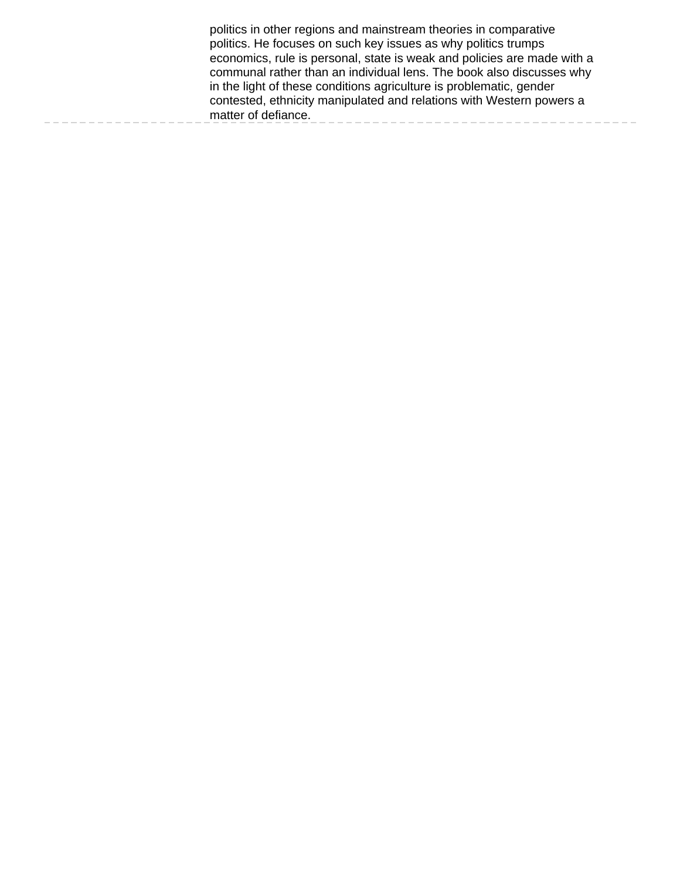politics in other regions and mainstream theories in comparative politics. He focuses on such key issues as why politics trumps economics, rule is personal, state is weak and policies are made with a communal rather than an individual lens. The book also discusses why in the light of these conditions agriculture is problematic, gender contested, ethnicity manipulated and relations with Western powers a matter of defiance.